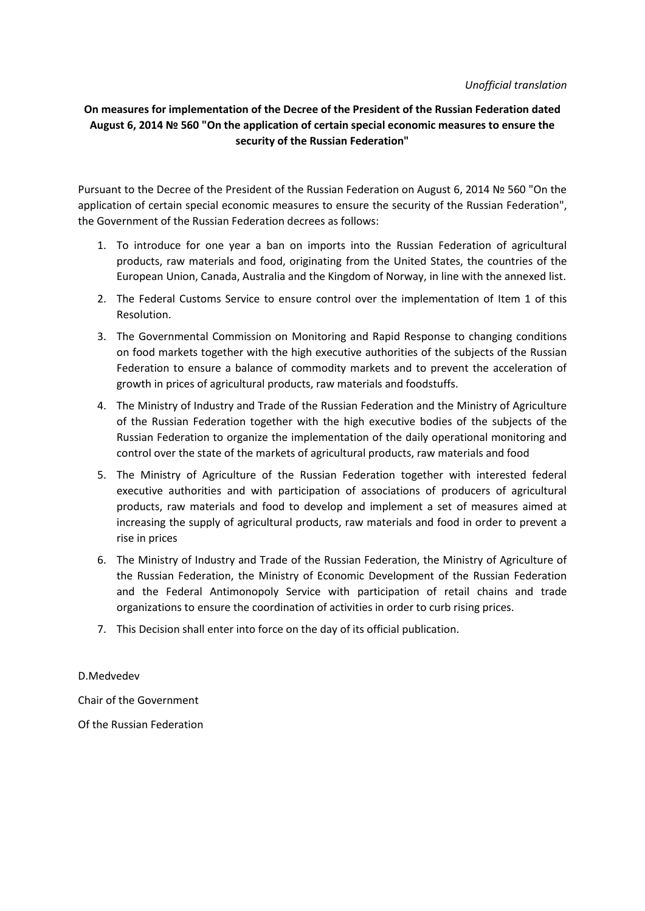*Unofficial translation*

**On measures for implementation of the Decree of the President of the Russian Federation dated August 6, 2014 № 560 "On the application of certain special economic measures to ensure the security of the Russian Federation"**

Pursuant to the Decree of the President of the Russian Federation on August 6, 2014 № 560 "On the application of certain special economic measures to ensure the security of the Russian Federation", the Government of the Russian Federation decrees as follows:

1. To introduce for one year a ban on imports into the Russian Federation of agricultural products, raw materials and food, originating from the United States, the countries of the European Union, Canada, Australia and the Kingdom of Norway, in line with the annexed list.
2. The Federal Customs Service to ensure control over the implementation of Item 1 of this Resolution.
3. The Governmental Commission on Monitoring and Rapid Response to changing conditions on food markets together with the high executive authorities of the subjects of the Russian Federation to ensure a balance of commodity markets and to prevent the acceleration of growth in prices of agricultural products, raw materials and foodstuffs.
4. The Ministry of Industry and Trade of the Russian Federation and the Ministry of Agriculture of the Russian Federation together with the high executive bodies of the subjects of the Russian Federation to organize the implementation of the daily operational monitoring and control over the state of the markets of agricultural products, raw materials and food
5. The Ministry of Agriculture of the Russian Federation together with interested federal executive authorities and with participation of associations of producers of agricultural products, raw materials and food to develop and implement a set of measures aimed at increasing the supply of agricultural products, raw materials and food in order to prevent a rise in prices
6. The Ministry of Industry and Trade of the Russian Federation, the Ministry of Agriculture of the Russian Federation, the Ministry of Economic Development of the Russian Federation and the Federal Antimonopoly Service with participation of retail chains and trade organizations to ensure the coordination of activities in order to curb rising prices.
7. This Decision shall enter into force on the day of its official publication.

D.Medvedev

Chair of the Government

Of the Russian Federation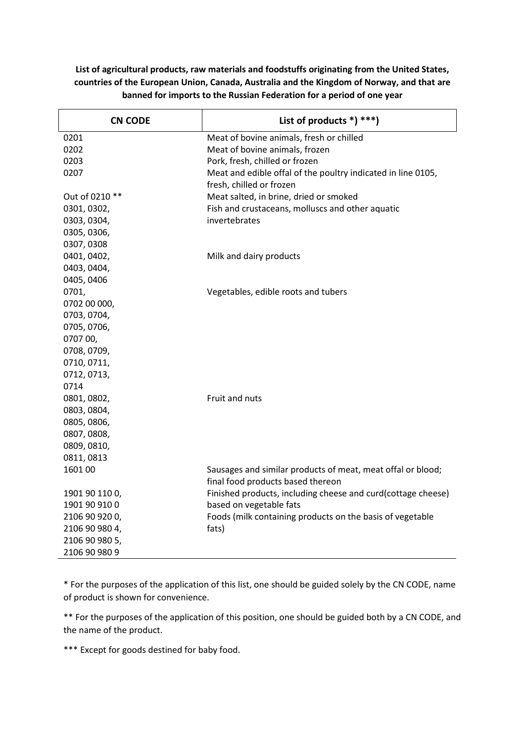**List of agricultural products, raw materials and foodstuffs originating from the United States, countries of the European Union, Canada, Australia and the Kingdom of Norway, and that are banned for imports to the Russian Federation for a period of one year**

| CN CODE | List of products *) ***) |
|---|---|
| 0201 | Meat of bovine animals, fresh or chilled |
| 0202 | Meat of bovine animals, frozen |
| 0203 | Pork, fresh, chilled or frozen |
| 0207 | Meat and edible offal of the poultry indicated in line 0105, fresh, chilled or frozen |
| Out of 0210 ** | Meat salted, in brine, dried or smoked |
| 0301, 0302, 0303, 0304, 0305, 0306, 0307, 0308 | Fish and crustaceans, molluscs and other aquatic invertebrates |
| 0401, 0402, 0403, 0404, 0405, 0406 | Milk and dairy products |
| 0701, 0702 00 000, 0703, 0704, 0705, 0706, 0707 00, 0708, 0709, 0710, 0711, 0712, 0713, 0714 | Vegetables, edible roots and tubers |
| 0801, 0802, 0803, 0804, 0805, 0806, 0807, 0808, 0809, 0810, 0811, 0813 | Fruit and nuts |
| 1601 00 | Sausages and similar products of meat, meat offal or blood; final food products based thereon |
| 1901 90 110 0, 1901 90 910 0 | Finished products, including cheese and curd(cottage cheese) based on vegetable fats |
| 2106 90 920 0, 2106 90 980 4, 2106 90 980 5, 2106 90 980 9 | Foods (milk containing products on the basis of vegetable fats) |

* For the purposes of the application of this list, one should be guided solely by the CN CODE, name of product is shown for convenience.

** For the purposes of the application of this position, one should be guided both by a CN CODE, and the name of the product.

*** Except for goods destined for baby food.